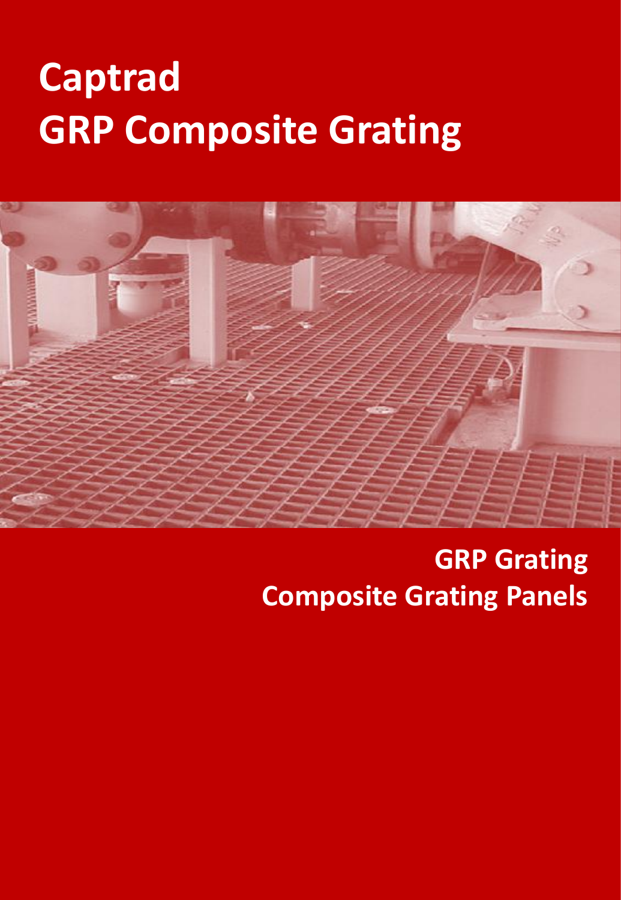# Captrad
# GRP Composite Grating

**GRP Grating**
**Composite Grating Panels**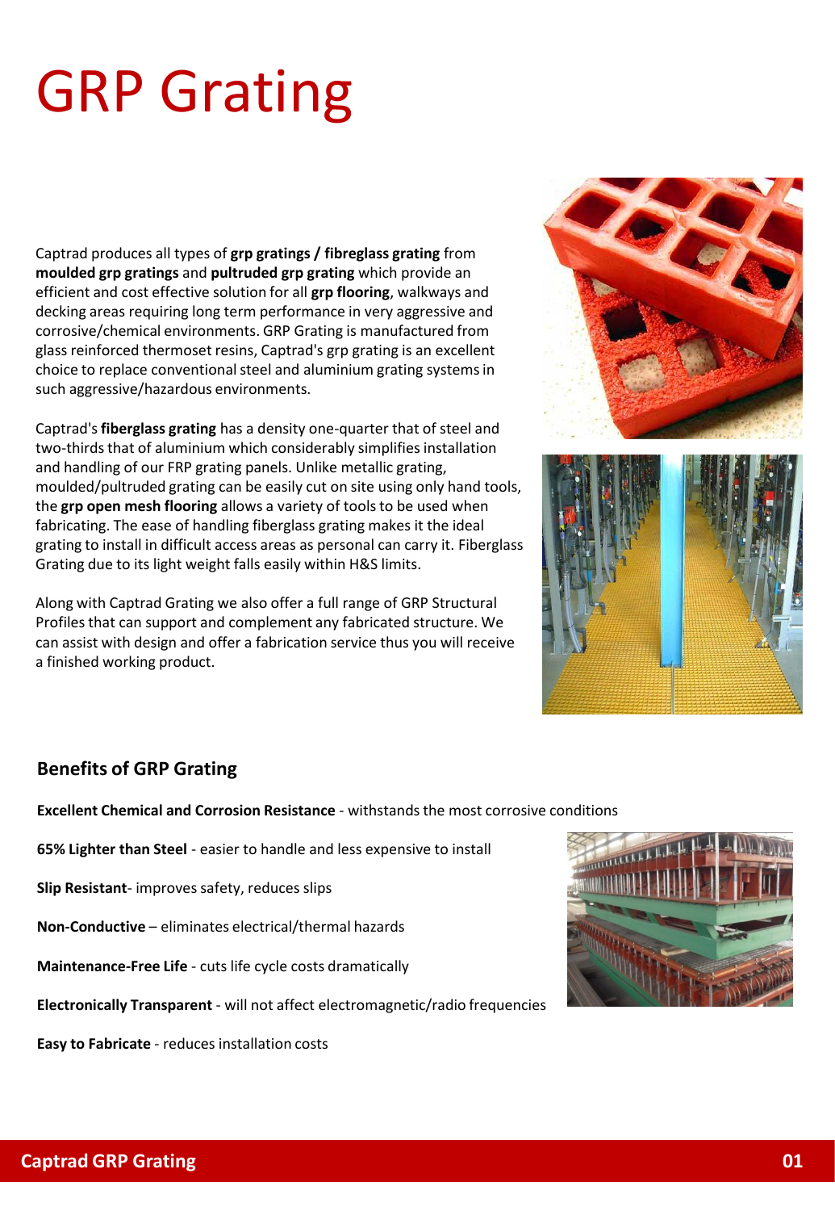# GRP Grating

Captrad produces all types of **grp gratings / fibreglass grating** from **moulded grp gratings** and **pultruded grp grating** which provide an efficient and cost effective solution for all **grp flooring**, walkways and decking areas requiring long term performance in very aggressive and corrosive/chemical environments. GRP Grating is manufactured from glass reinforced thermoset resins, Captrad's grp grating is an excellent choice to replace conventional steel and aluminium grating systems in such aggressive/hazardous environments.

Captrad's **fiberglass grating** has a density one-quarter that of steel and two-thirds that of aluminium which considerably simplifies installation and handling of our FRP grating panels. Unlike metallic grating, moulded/pultruded grating can be easily cut on site using only hand tools, the **grp open mesh flooring** allows a variety of tools to be used when fabricating. The ease of handling fiberglass grating makes it the ideal grating to install in difficult access areas as personal can carry it. Fiberglass Grating due to its light weight falls easily within H&S limits.

Along with Captrad Grating we also offer a full range of GRP Structural Profiles that can support and complement any fabricated structure. We can assist with design and offer a fabrication service thus you will receive a finished working product.

## Benefits of GRP Grating

**Excellent Chemical and Corrosion Resistance** - withstands the most corrosive conditions

**65% Lighter than Steel** - easier to handle and less expensive to install

**Slip Resistant**- improves safety, reduces slips

**Non-Conductive** – eliminates electrical/thermal hazards

**Maintenance-Free Life** - cuts life cycle costs dramatically

**Electronically Transparent** - will not affect electromagnetic/radio frequencies

**Easy to Fabricate** - reduces installation costs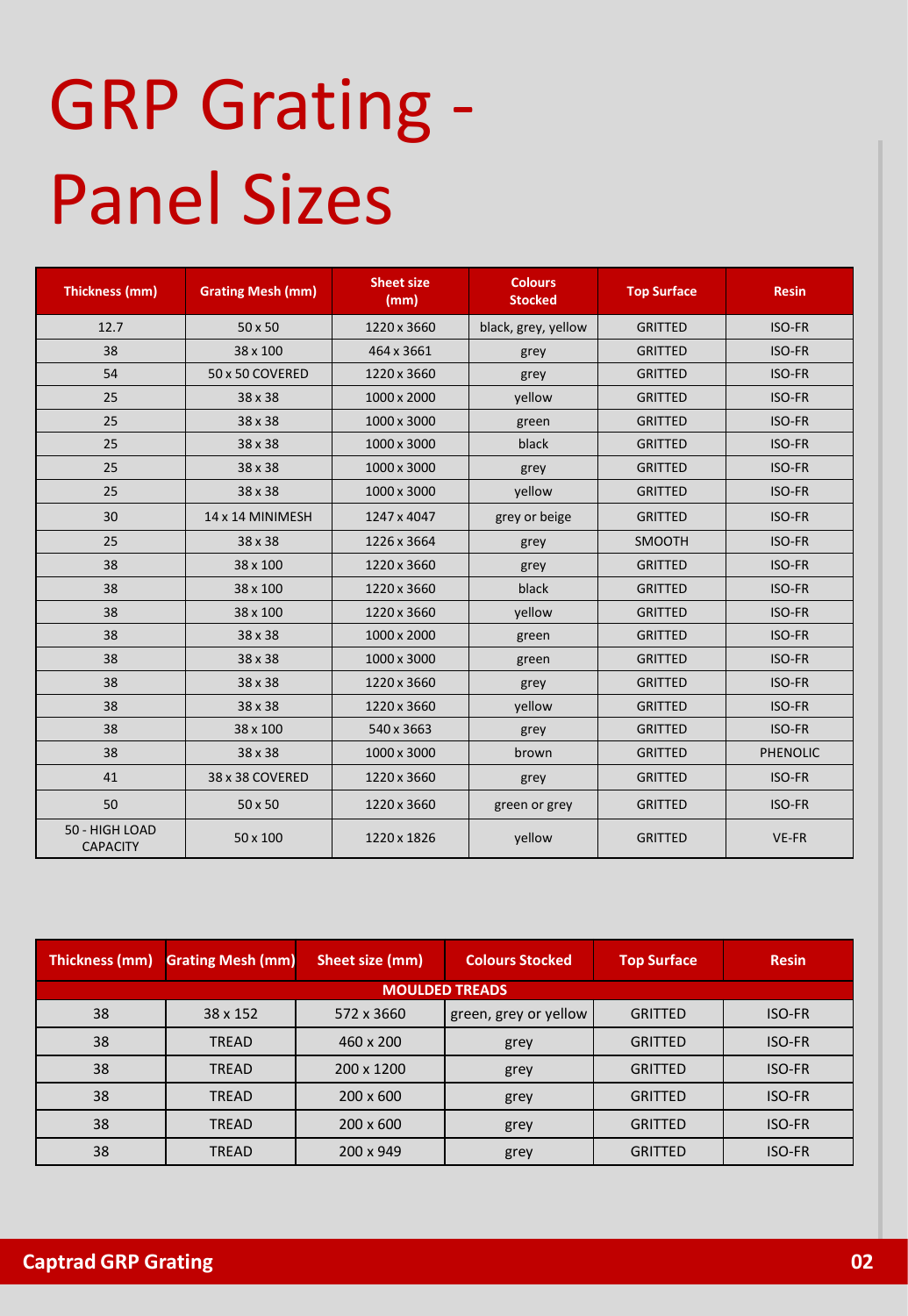# GRP Grating - Panel Sizes

| Thickness (mm) | Grating Mesh (mm) | Sheet size (mm) | Colours Stocked | Top Surface | Resin |
|---|---|---|---|---|---|
| 12.7 | 50 x 50 | 1220 x 3660 | black, grey, yellow | GRITTED | ISO-FR |
| 38 | 38 x 100 | 464 x 3661 | grey | GRITTED | ISO-FR |
| 54 | 50 x 50 COVERED | 1220 x 3660 | grey | GRITTED | ISO-FR |
| 25 | 38 x 38 | 1000 x 2000 | yellow | GRITTED | ISO-FR |
| 25 | 38 x 38 | 1000 x 3000 | green | GRITTED | ISO-FR |
| 25 | 38 x 38 | 1000 x 3000 | black | GRITTED | ISO-FR |
| 25 | 38 x 38 | 1000 x 3000 | grey | GRITTED | ISO-FR |
| 25 | 38 x 38 | 1000 x 3000 | yellow | GRITTED | ISO-FR |
| 30 | 14 x 14 MINIMESH | 1247 x 4047 | grey or beige | GRITTED | ISO-FR |
| 25 | 38 x 38 | 1226 x 3664 | grey | SMOOTH | ISO-FR |
| 38 | 38 x 100 | 1220 x 3660 | grey | GRITTED | ISO-FR |
| 38 | 38 x 100 | 1220 x 3660 | black | GRITTED | ISO-FR |
| 38 | 38 x 100 | 1220 x 3660 | yellow | GRITTED | ISO-FR |
| 38 | 38 x 38 | 1000 x 2000 | green | GRITTED | ISO-FR |
| 38 | 38 x 38 | 1000 x 3000 | green | GRITTED | ISO-FR |
| 38 | 38 x 38 | 1220 x 3660 | grey | GRITTED | ISO-FR |
| 38 | 38 x 38 | 1220 x 3660 | yellow | GRITTED | ISO-FR |
| 38 | 38 x 100 | 540 x 3663 | grey | GRITTED | ISO-FR |
| 38 | 38 x 38 | 1000 x 3000 | brown | GRITTED | PHENOLIC |
| 41 | 38 x 38 COVERED | 1220 x 3660 | grey | GRITTED | ISO-FR |
| 50 | 50 x 50 | 1220 x 3660 | green or grey | GRITTED | ISO-FR |
| 50 - HIGH LOAD CAPACITY | 50 x 100 | 1220 x 1826 | yellow | GRITTED | VE-FR |

| Thickness (mm) | Grating Mesh (mm) | Sheet size (mm) | Colours Stocked | Top Surface | Resin |
|---|---|---|---|---|---|
| **MOULDED TREADS** | | | | | |
| 38 | 38 x 152 | 572 x 3660 | green, grey or yellow | GRITTED | ISO-FR |
| 38 | TREAD | 460 x 200 | grey | GRITTED | ISO-FR |
| 38 | TREAD | 200 x 1200 | grey | GRITTED | ISO-FR |
| 38 | TREAD | 200 x 600 | grey | GRITTED | ISO-FR |
| 38 | TREAD | 200 x 600 | grey | GRITTED | ISO-FR |
| 38 | TREAD | 200 x 949 | grey | GRITTED | ISO-FR |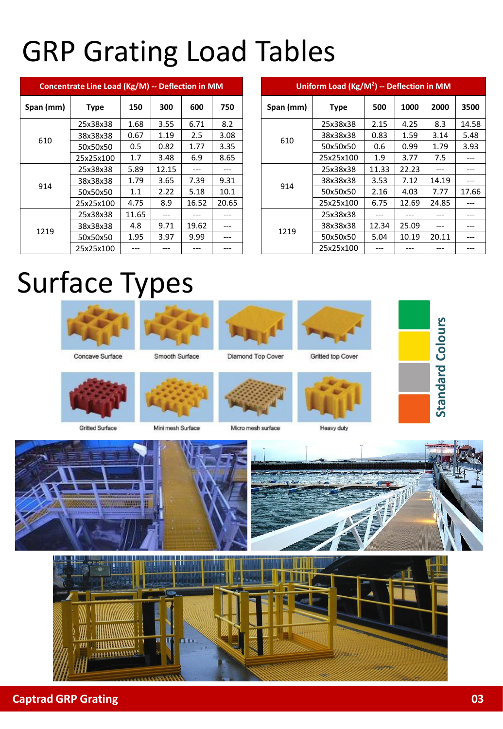# GRP Grating Load Tables

| Concentrate Line Load (Kg/M) -- Deflection in MM | | | | | |
|---|---|---|---|---|---|
| Span (mm) | Type | 150 | 300 | 600 | 750 |
| 610 | 25x38x38 | 1.68 | 3.55 | 6.71 | 8.2 |
| | 38x38x38 | 0.67 | 1.19 | 2.5 | 3.08 |
| | 50x50x50 | 0.5 | 0.82 | 1.77 | 3.35 |
| | 25x25x100 | 1.7 | 3.48 | 6.9 | 8.65 |
| 914 | 25x38x38 | 5.89 | 12.15 | --- | --- |
| | 38x38x38 | 1.79 | 3.65 | 7.39 | 9.31 |
| | 50x50x50 | 1.1 | 2.22 | 5.18 | 10.1 |
| | 25x25x100 | 4.75 | 8.9 | 16.52 | 20.65 |
| 1219 | 25x38x38 | 11.65 | --- | --- | --- |
| | 38x38x38 | 4.8 | 9.71 | 19.62 | --- |
| | 50x50x50 | 1.95 | 3.97 | 9.99 | --- |
| | 25x25x100 | --- | --- | --- | --- |

| Uniform Load (Kg/M²) -- Deflection in MM | | | | | |
|---|---|---|---|---|---|
| Span (mm) | Type | 500 | 1000 | 2000 | 3500 |
| 610 | 25x38x38 | 2.15 | 4.25 | 8.3 | 14.58 |
| | 38x38x38 | 0.83 | 1.59 | 3.14 | 5.48 |
| | 50x50x50 | 0.6 | 0.99 | 1.79 | 3.93 |
| | 25x25x100 | 1.9 | 3.77 | 7.5 | --- |
| 914 | 25x38x38 | 11.33 | 22.23 | --- | --- |
| | 38x38x38 | 3.53 | 7.12 | 14.19 | --- |
| | 50x50x50 | 2.16 | 4.03 | 7.77 | 17.66 |
| | 25x25x100 | 6.75 | 12.69 | 24.85 | --- |
| 1219 | 25x38x38 | --- | --- | --- | --- |
| | 38x38x38 | 12.34 | 25.09 | --- | --- |
| | 50x50x50 | 5.04 | 10.19 | 20.11 | --- |
| | 25x25x100 | --- | --- | --- | --- |

# Surface Types

Concave Surface

Smooth Surface

Diamond Top Cover

Gritted top Cover

Gritted Surface

Mini mesh Surface

Micro mesh surface

Heavy duty

**Standard Colours**

**Captrad GRP Grating**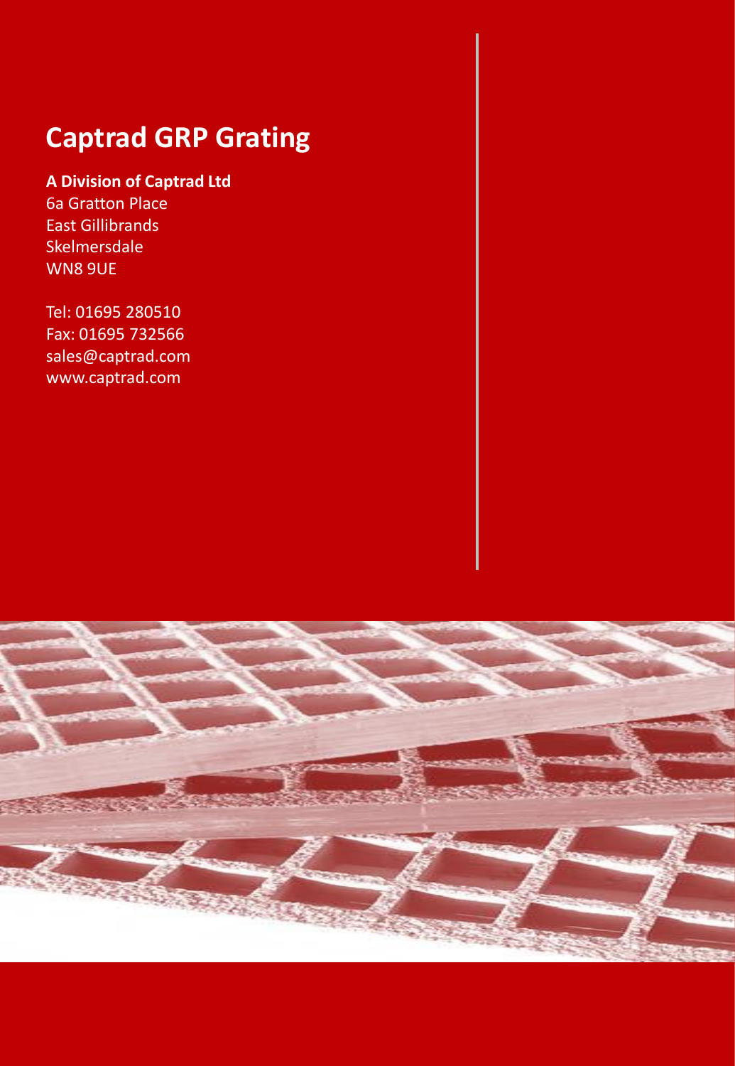# Captrad GRP Grating

**A Division of Captrad Ltd**
6a Gratton Place
East Gillibrands
Skelmersdale
WN8 9UE

Tel: 01695 280510
Fax: 01695 732566
sales@captrad.com
www.captrad.com